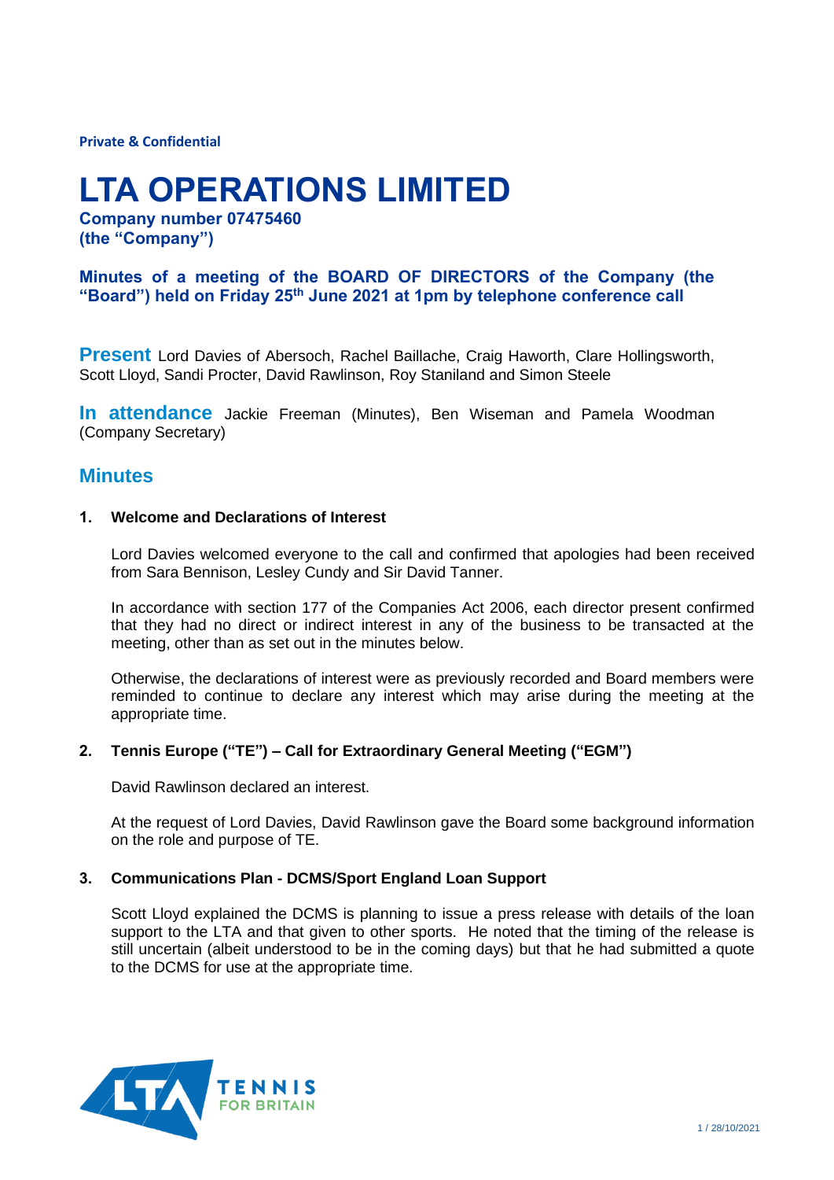**Private & Confidential**

# LTA OPERATIONS LIMITED

**Company number 07475460**
**(the "Company")**

### Minutes of a meeting of the BOARD OF DIRECTORS of the Company (the "Board") held on Friday 25th June 2021 at 1pm by telephone conference call

**Present** Lord Davies of Abersoch, Rachel Baillache, Craig Haworth, Clare Hollingsworth, Scott Lloyd, Sandi Procter, David Rawlinson, Roy Staniland and Simon Steele

**In attendance** Jackie Freeman (Minutes), Ben Wiseman and Pamela Woodman (Company Secretary)

## Minutes

### 1. Welcome and Declarations of Interest

Lord Davies welcomed everyone to the call and confirmed that apologies had been received from Sara Bennison, Lesley Cundy and Sir David Tanner.

In accordance with section 177 of the Companies Act 2006, each director present confirmed that they had no direct or indirect interest in any of the business to be transacted at the meeting, other than as set out in the minutes below.

Otherwise, the declarations of interest were as previously recorded and Board members were reminded to continue to declare any interest which may arise during the meeting at the appropriate time.

### 2. Tennis Europe ("TE") – Call for Extraordinary General Meeting ("EGM")

David Rawlinson declared an interest.

At the request of Lord Davies, David Rawlinson gave the Board some background information on the role and purpose of TE.

### 3. Communications Plan - DCMS/Sport England Loan Support

Scott Lloyd explained the DCMS is planning to issue a press release with details of the loan support to the LTA and that given to other sports. He noted that the timing of the release is still uncertain (albeit understood to be in the coming days) but that he had submitted a quote to the DCMS for use at the appropriate time.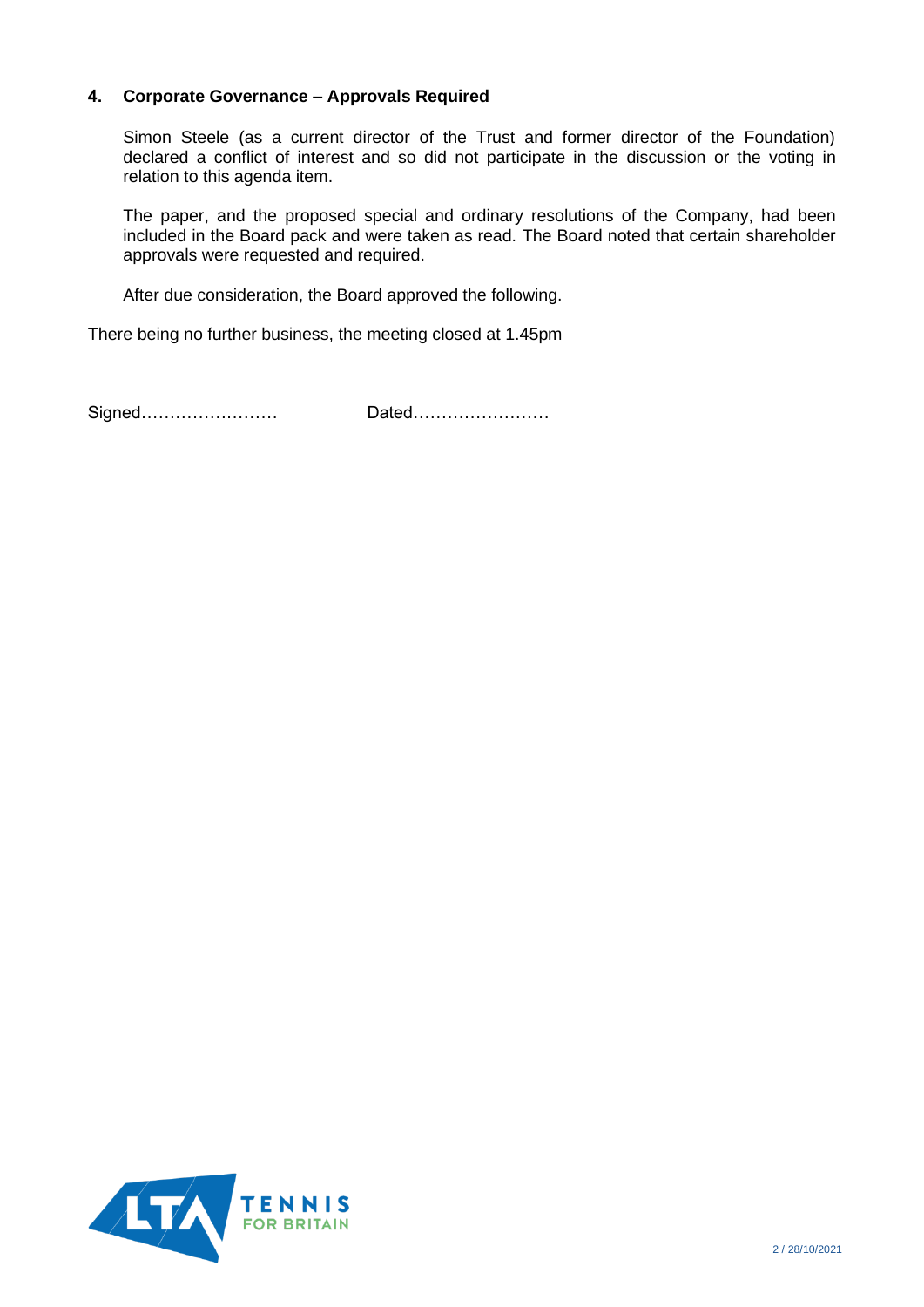**4. Corporate Governance – Approvals Required**

Simon Steele (as a current director of the Trust and former director of the Foundation) declared a conflict of interest and so did not participate in the discussion or the voting in relation to this agenda item.

The paper, and the proposed special and ordinary resolutions of the Company, had been included in the Board pack and were taken as read. The Board noted that certain shareholder approvals were requested and required.

After due consideration, the Board approved the following.

There being no further business, the meeting closed at 1.45pm

Signed…………………… Dated……………………